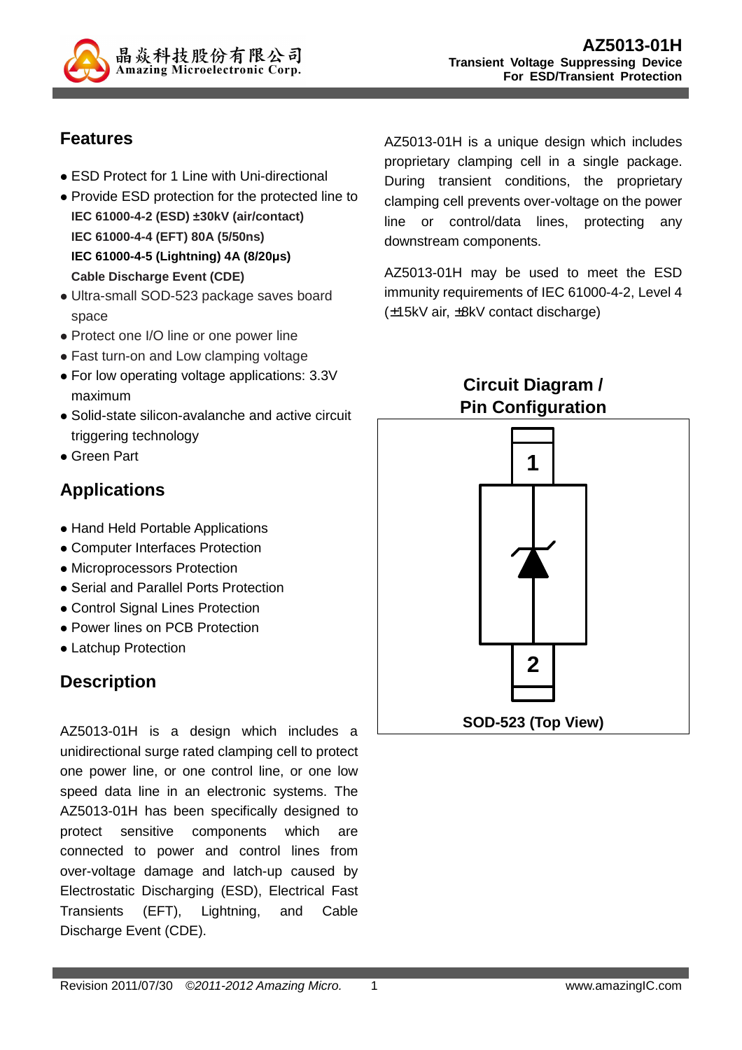# AZ5013-01H

**Transient Voltage Suppressing Device For ESD/Transient Protection**

## Features

- ESD Protect for 1 Line with Uni-directional
- Provide ESD protection for the protected line to
  **IEC 61000-4-2 (ESD) ±30kV (air/contact)**
  **IEC 61000-4-4 (EFT) 80A (5/50ns)**
  **IEC 61000-4-5 (Lightning) 4A (8/20μs)**
  **Cable Discharge Event (CDE)**
- Ultra-small SOD-523 package saves board space
- Protect one I/O line or one power line
- Fast turn-on and Low clamping voltage
- For low operating voltage applications: 3.3V maximum
- Solid-state silicon-avalanche and active circuit triggering technology
- Green Part

## Applications

- Hand Held Portable Applications
- Computer Interfaces Protection
- Microprocessors Protection
- Serial and Parallel Ports Protection
- Control Signal Lines Protection
- Power lines on PCB Protection
- Latchup Protection

## Description

AZ5013-01H is a design which includes a unidirectional surge rated clamping cell to protect one power line, or one control line, or one low speed data line in an electronic systems. The AZ5013-01H has been specifically designed to protect sensitive components which are connected to power and control lines from over-voltage damage and latch-up caused by Electrostatic Discharging (ESD), Electrical Fast Transients (EFT), Lightning, and Cable Discharge Event (CDE).

AZ5013-01H is a unique design which includes proprietary clamping cell in a single package. During transient conditions, the proprietary clamping cell prevents over-voltage on the power line or control/data lines, protecting any downstream components.

AZ5013-01H may be used to meet the ESD immunity requirements of IEC 61000-4-2, Level 4 (±15kV air, ±8kV contact discharge)

## Circuit Diagram / Pin Configuration

1

2

**SOD-523 (Top View)**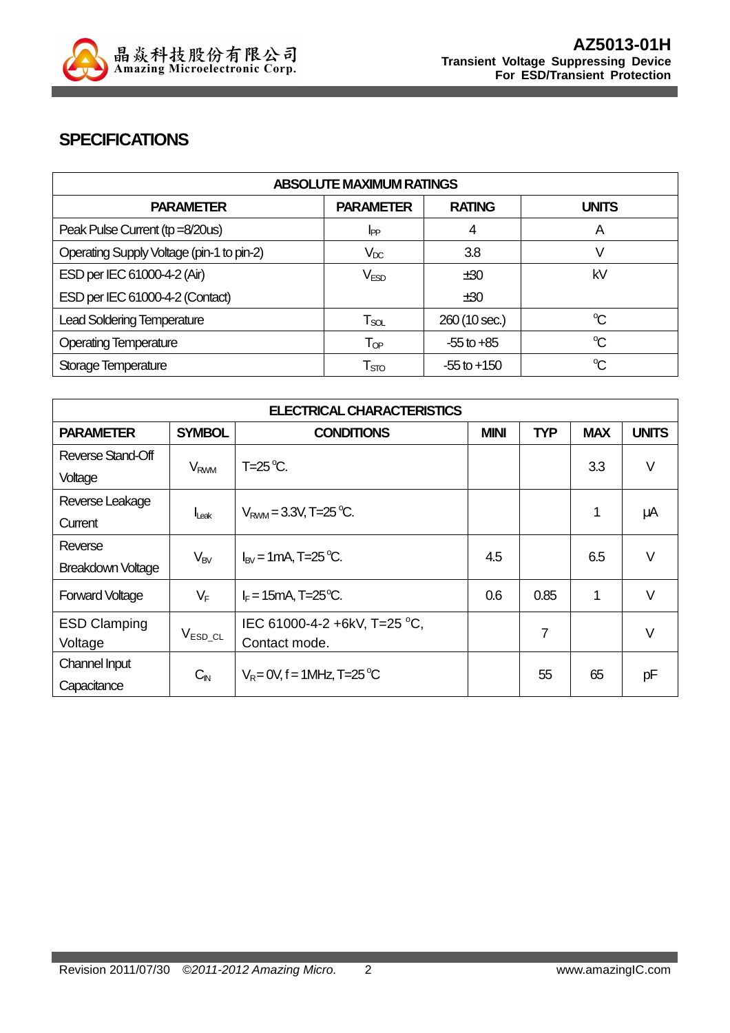## SPECIFICATIONS

| ABSOLUTE MAXIMUM RATINGS | | | |
|---|---|---|---|
| **PARAMETER** | **PARAMETER** | **RATING** | **UNITS** |
| Peak Pulse Current (tp =8/20us) | $I_{PP}$ | 4 | A |
| Operating Supply Voltage (pin-1 to pin-2) | $V_{DC}$ | 3.8 | V |
| ESD per IEC 61000-4-2 (Air)<br>ESD per IEC 61000-4-2 (Contact) | $V_{ESD}$ | ±30<br>±30 | kV |
| Lead Soldering Temperature | $T_{SOL}$ | 260 (10 sec.) | ℃ |
| Operating Temperature | $T_{OP}$ | -55 to +85 | ℃ |
| Storage Temperature | $T_{STO}$ | -55 to +150 | ℃ |

| ELECTRICAL CHARACTERISTICS | | | | | | |
|---|---|---|---|---|---|---|
| **PARAMETER** | **SYMBOL** | **CONDITIONS** | **MINI** | **TYP** | **MAX** | **UNITS** |
| Reverse Stand-Off Voltage | $V_{RWM}$ | T=25 ℃. | | | 3.3 | V |
| Reverse Leakage Current | $I_{Leak}$ | $V_{RWM}$ = 3.3V, T=25 ℃. | | | 1 | μA |
| Reverse Breakdown Voltage | $V_{BV}$ | $I_{BV}$ = 1mA, T=25 ℃. | 4.5 | | 6.5 | V |
| Forward Voltage | $V_F$ | $I_F$ = 15mA, T=25℃. | 0.6 | 0.85 | 1 | V |
| ESD Clamping Voltage | $V_{ESD\_CL}$ | IEC 61000-4-2 +6kV, T=25 °C, Contact mode. | | 7 | | V |
| Channel Input Capacitance | $C_{IN}$ | $V_R$ = 0V, f = 1MHz, T=25 ℃ | | 55 | 65 | pF |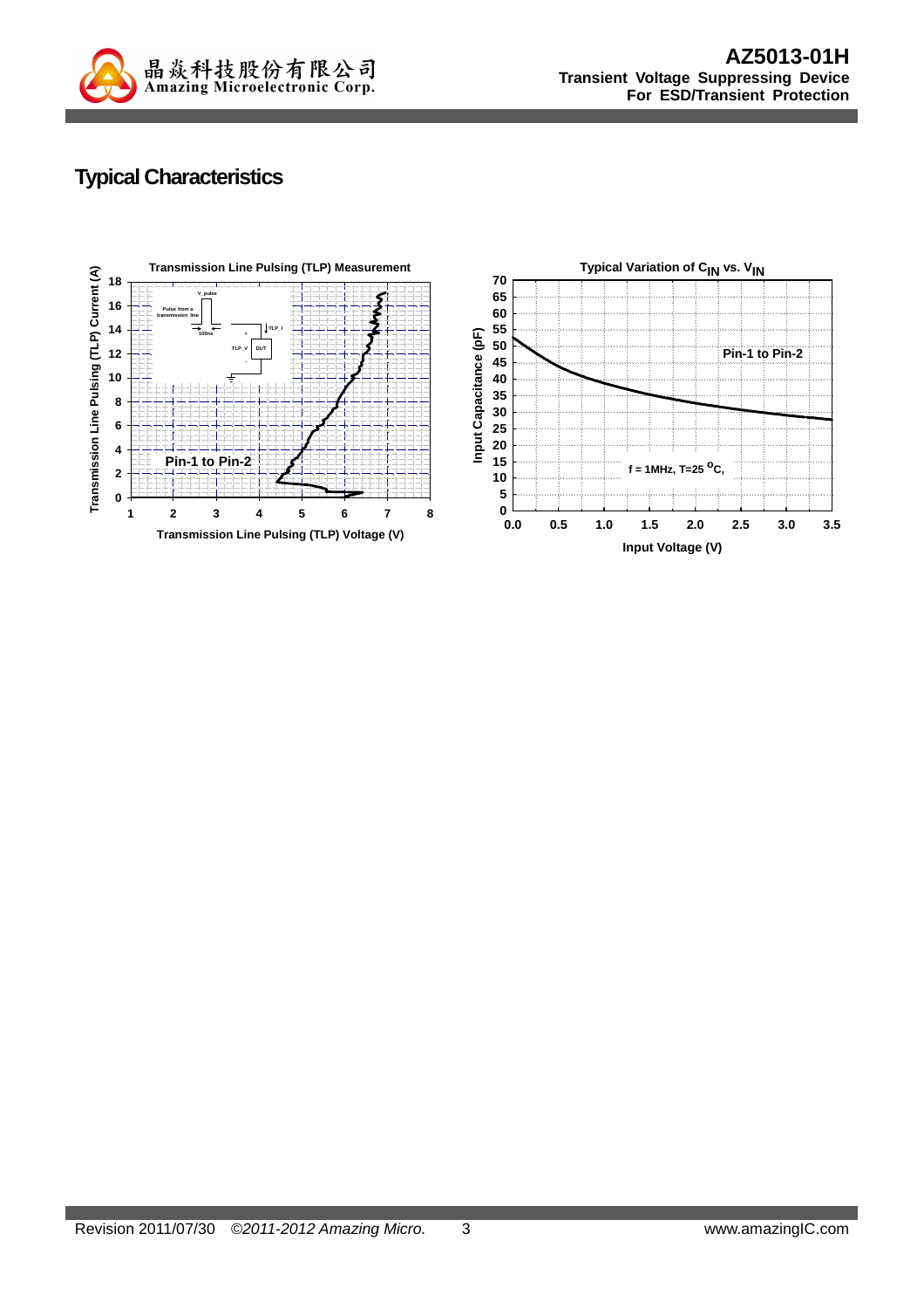## Typical Characteristics

**Transmission Line Pulsing (TLP) Measurement**

Transmission Line Pulsing (TLP) Current (A) vs. Transmission Line Pulsing (TLP) Voltage (V)

Pin-1 to Pin-2

**Typical Variation of $C_{IN}$ vs. $V_{IN}$**

Input Capacitance (pF) vs. Input Voltage (V)

Pin-1 to Pin-2

f = 1MHz, T=25 $^{o}$C,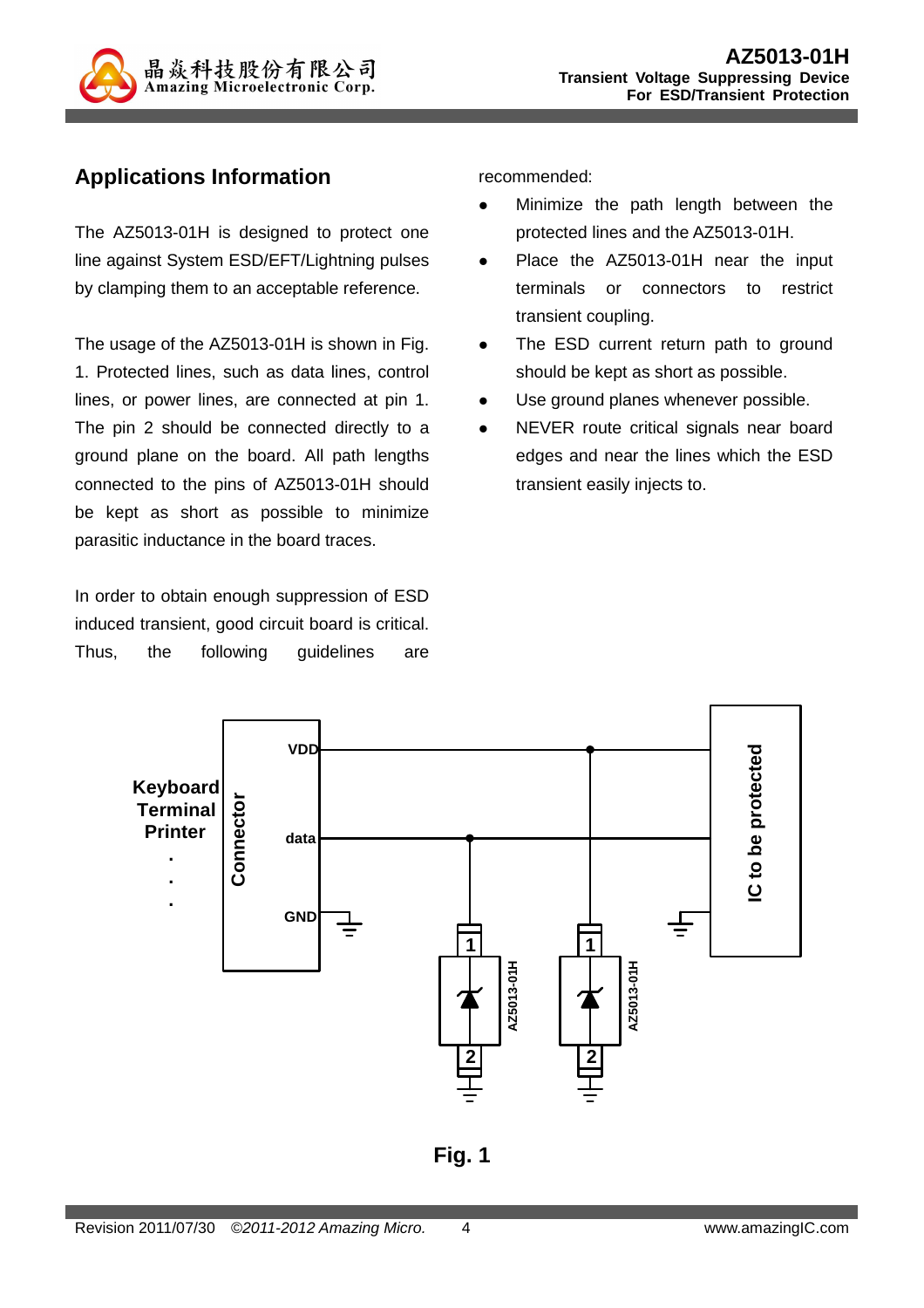## Applications Information

The AZ5013-01H is designed to protect one line against System ESD/EFT/Lightning pulses by clamping them to an acceptable reference.

The usage of the AZ5013-01H is shown in Fig. 1. Protected lines, such as data lines, control lines, or power lines, are connected at pin 1. The pin 2 should be connected directly to a ground plane on the board. All path lengths connected to the pins of AZ5013-01H should be kept as short as possible to minimize parasitic inductance in the board traces.

In order to obtain enough suppression of ESD induced transient, good circuit board is critical. Thus, the following guidelines are recommended:

- Minimize the path length between the protected lines and the AZ5013-01H.
- Place the AZ5013-01H near the input terminals or connectors to restrict transient coupling.
- The ESD current return path to ground should be kept as short as possible.
- Use ground planes whenever possible.
- NEVER route critical signals near board edges and near the lines which the ESD transient easily injects to.

Fig. 1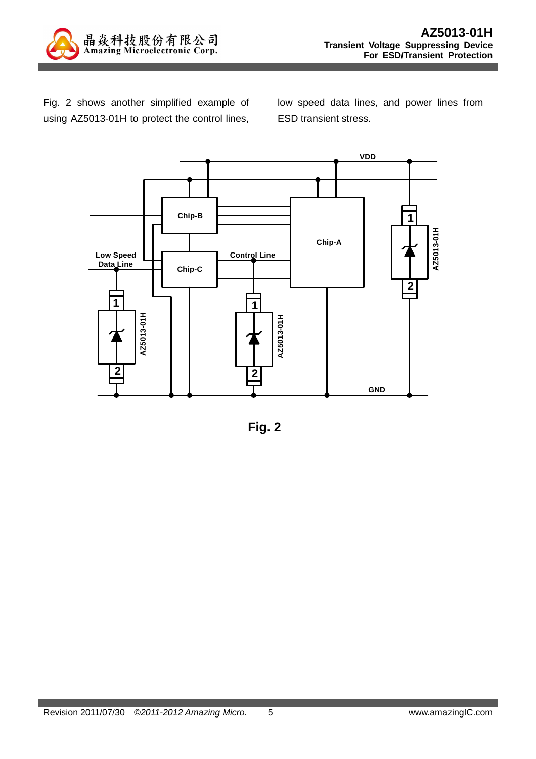Fig. 2 shows another simplified example of using AZ5013-01H to protect the control lines, low speed data lines, and power lines from ESD transient stress.

Fig. 2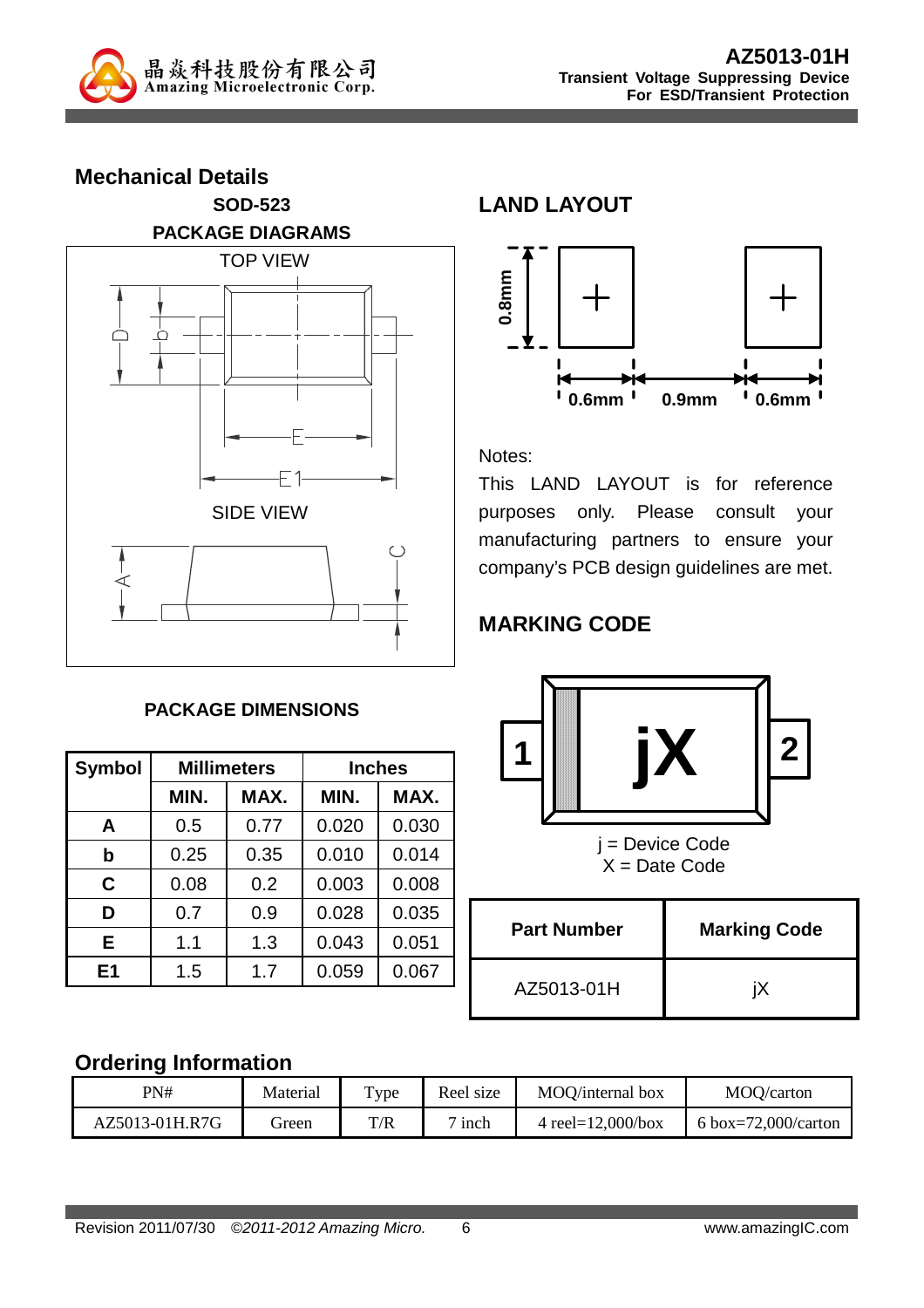## Mechanical Details

**SOD-523**

**PACKAGE DIAGRAMS**

TOP VIEW

SIDE VIEW

**PACKAGE DIMENSIONS**

| Symbol | Millimeters | | Inches | |
|---|---|---|---|---|
| | MIN. | MAX. | MIN. | MAX. |
| A | 0.5 | 0.77 | 0.020 | 0.030 |
| b | 0.25 | 0.35 | 0.010 | 0.014 |
| C | 0.08 | 0.2 | 0.003 | 0.008 |
| D | 0.7 | 0.9 | 0.028 | 0.035 |
| E | 1.1 | 1.3 | 0.043 | 0.051 |
| E1 | 1.5 | 1.7 | 0.059 | 0.067 |

## LAND LAYOUT

0.8mm

0.6mm 0.9mm 0.6mm

Notes:

This LAND LAYOUT is for reference purposes only. Please consult your manufacturing partners to ensure your company's PCB design guidelines are met.

## MARKING CODE

j = Device Code
X = Date Code

| Part Number | Marking Code |
|---|---|
| AZ5013-01H | jX |

## Ordering Information

| PN# | Material | Type | Reel size | MOQ/internal box | MOQ/carton |
|---|---|---|---|---|---|
| AZ5013-01H.R7G | Green | T/R | 7 inch | 4 reel=12,000/box | 6 box=72,000/carton |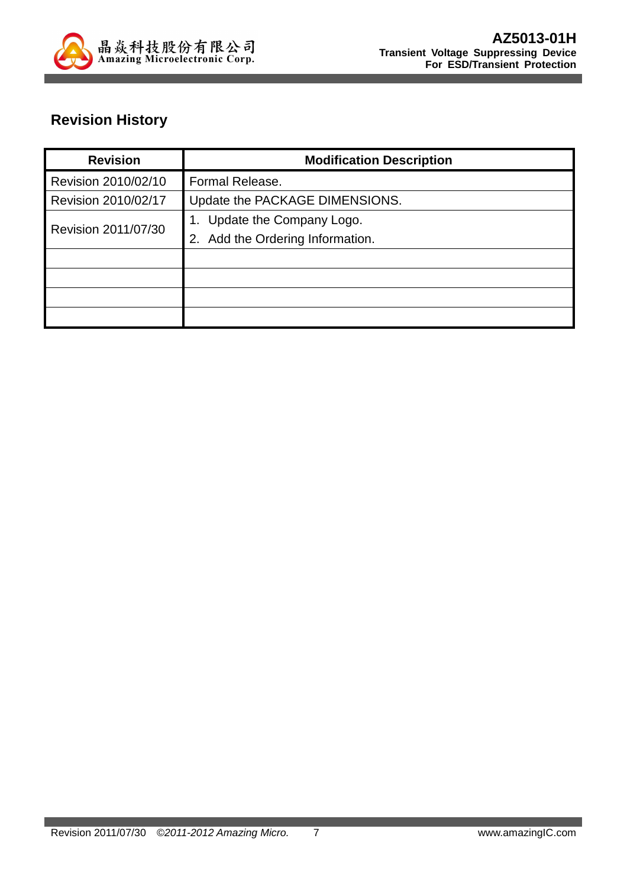## Revision History

| Revision | Modification Description |
|---|---|
| Revision 2010/02/10 | Formal Release. |
| Revision 2010/02/17 | Update the PACKAGE DIMENSIONS. |
| Revision 2011/07/30 | 1. Update the Company Logo.<br>2. Add the Ordering Information. |
| | |
| | |
| | |
| | |